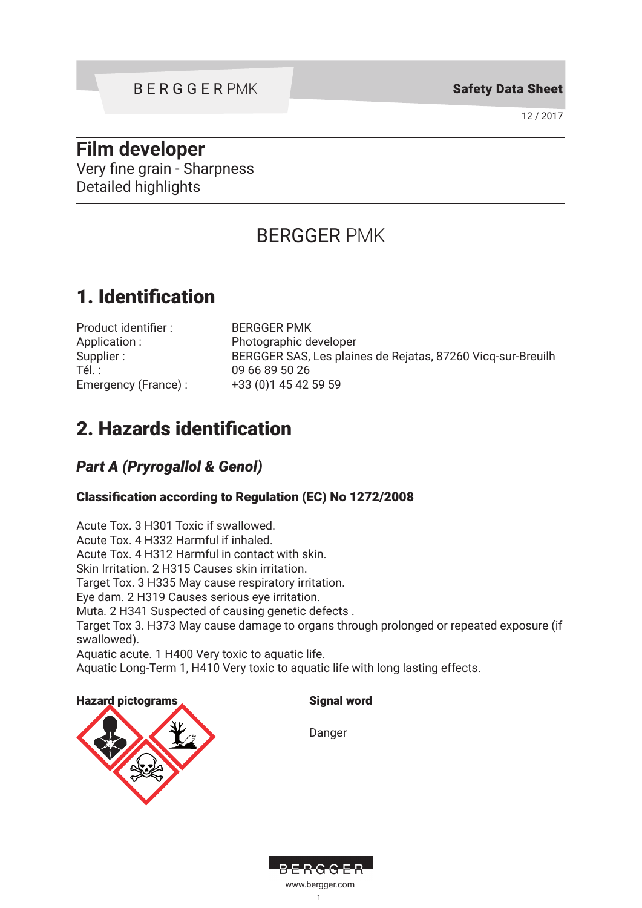BERGGER PMK

Safety Data Sheet

12 / 2017

# Film developer

Very fine grain - Sharpness
Detailed highlights

BERGGER PMK

## 1. Identification

| | |
|---|---|
| Product identifier : | BERGGER PMK |
| Application : | Photographic developer |
| Supplier : | BERGGER SAS, Les plaines de Rejatas, 87260 Vicq-sur-Breuilh |
| Tél. : | 09 66 89 50 26 |
| Emergency (France) : | +33 (0)1 45 42 59 59 |

## 2. Hazards identification

### *Part A (Pryrogallol & Genol)*

#### Classification according to Regulation (EC) No 1272/2008

Acute Tox. 3 H301 Toxic if swallowed.
Acute Tox. 4 H332 Harmful if inhaled.
Acute Tox. 4 H312 Harmful in contact with skin.
Skin Irritation. 2 H315 Causes skin irritation.
Target Tox. 3 H335 May cause respiratory irritation.
Eye dam. 2 H319 Causes serious eye irritation.
Muta. 2 H341 Suspected of causing genetic defects .
Target Tox 3. H373 May cause damage to organs through prolonged or repeated exposure (if swallowed).
Aquatic acute. 1 H400 Very toxic to aquatic life.
Aquatic Long-Term 1, H410 Very toxic to aquatic life with long lasting effects.

**Hazard pictograms**

**Signal word**

Danger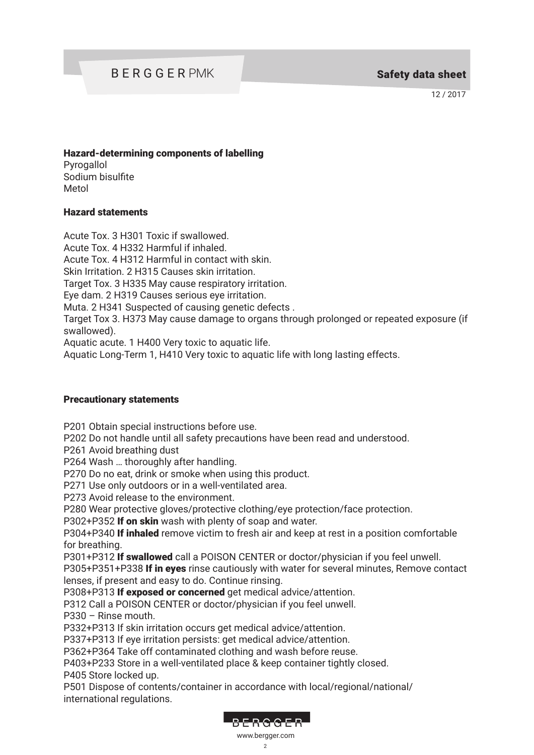### Hazard-determining components of labelling

Pyrogallol
Sodium bisulfite
Metol

### Hazard statements

Acute Tox. 3 H301 Toxic if swallowed.
Acute Tox. 4 H332 Harmful if inhaled.
Acute Tox. 4 H312 Harmful in contact with skin.
Skin Irritation. 2 H315 Causes skin irritation.
Target Tox. 3 H335 May cause respiratory irritation.
Eye dam. 2 H319 Causes serious eye irritation.
Muta. 2 H341 Suspected of causing genetic defects .
Target Tox 3. H373 May cause damage to organs through prolonged or repeated exposure (if swallowed).
Aquatic acute. 1 H400 Very toxic to aquatic life.
Aquatic Long-Term 1, H410 Very toxic to aquatic life with long lasting effects.

### Precautionary statements

P201 Obtain special instructions before use.
P202 Do not handle until all safety precautions have been read and understood.
P261 Avoid breathing dust
P264 Wash … thoroughly after handling.
P270 Do no eat, drink or smoke when using this product.
P271 Use only outdoors or in a well-ventilated area.
P273 Avoid release to the environment.
P280 Wear protective gloves/protective clothing/eye protection/face protection.
P302+P352 **If on skin** wash with plenty of soap and water.
P304+P340 **If inhaled** remove victim to fresh air and keep at rest in a position comfortable for breathing.
P301+P312 **If swallowed** call a POISON CENTER or doctor/physician if you feel unwell.
P305+P351+P338 **If in eyes** rinse cautiously with water for several minutes, Remove contact lenses, if present and easy to do. Continue rinsing.
P308+P313 **If exposed or concerned** get medical advice/attention.
P312 Call a POISON CENTER or doctor/physician if you feel unwell.
P330 – Rinse mouth.
P332+P313 If skin irritation occurs get medical advice/attention.
P337+P313 If eye irritation persists: get medical advice/attention.
P362+P364 Take off contaminated clothing and wash before reuse.
P403+P233 Store in a well-ventilated place & keep container tightly closed.
P405 Store locked up.
P501 Dispose of contents/container in accordance with local/regional/national/international regulations.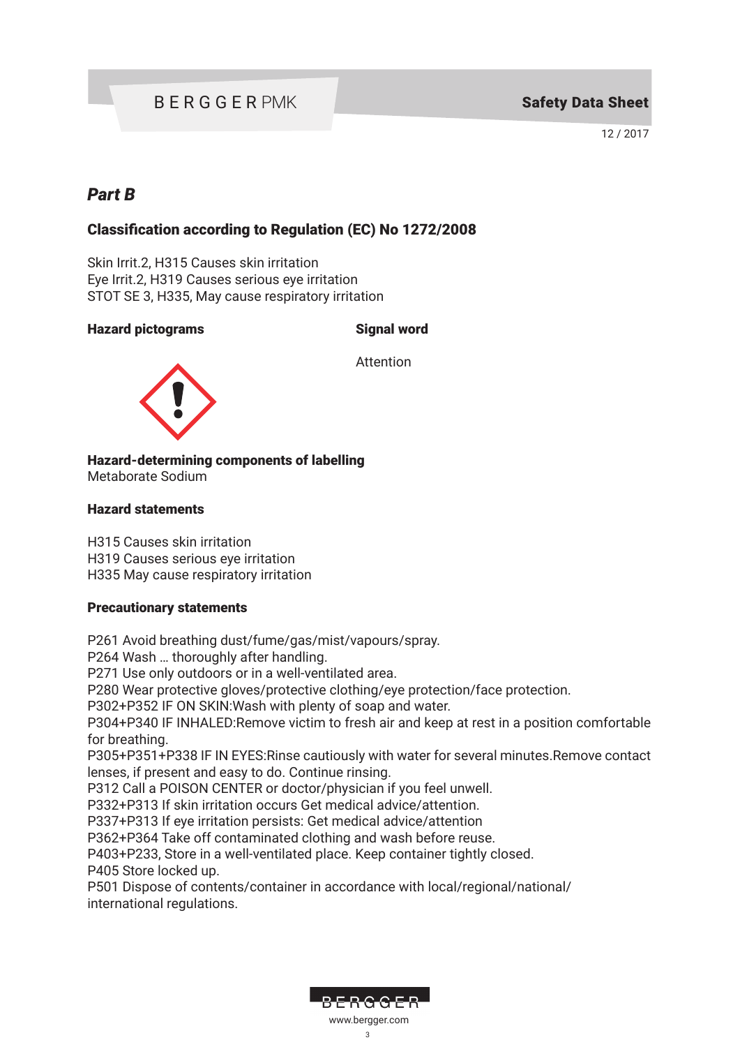## *Part B*

### Classification according to Regulation (EC) No 1272/2008

Skin Irrit.2, H315 Causes skin irritation
Eye Irrit.2, H319 Causes serious eye irritation
STOT SE 3, H335, May cause respiratory irritation

**Hazard pictograms**

**Signal word**

Attention

**Hazard-determining components of labelling**
Metaborate Sodium

**Hazard statements**

H315 Causes skin irritation
H319 Causes serious eye irritation
H335 May cause respiratory irritation

**Precautionary statements**

P261 Avoid breathing dust/fume/gas/mist/vapours/spray.
P264 Wash … thoroughly after handling.
P271 Use only outdoors or in a well-ventilated area.
P280 Wear protective gloves/protective clothing/eye protection/face protection.
P302+P352 IF ON SKIN:Wash with plenty of soap and water.
P304+P340 IF INHALED:Remove victim to fresh air and keep at rest in a position comfortable for breathing.
P305+P351+P338 IF IN EYES:Rinse cautiously with water for several minutes.Remove contact lenses, if present and easy to do. Continue rinsing.
P312 Call a POISON CENTER or doctor/physician if you feel unwell.
P332+P313 If skin irritation occurs Get medical advice/attention.
P337+P313 If eye irritation persists: Get medical advice/attention
P362+P364 Take off contaminated clothing and wash before reuse.
P403+P233, Store in a well-ventilated place. Keep container tightly closed.
P405 Store locked up.
P501 Dispose of contents/container in accordance with local/regional/national/international regulations.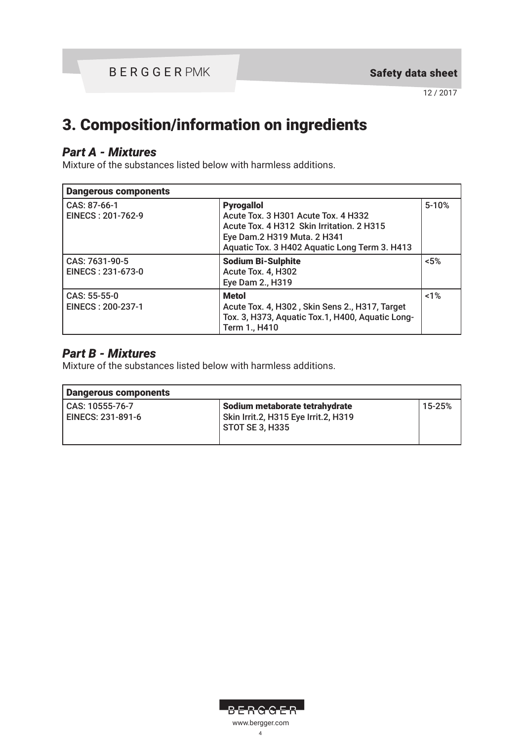# 3. Composition/information on ingredients

## *Part A - Mixtures*

Mixture of the substances listed below with harmless additions.

| Dangerous components | | |
|---|---|---|
| CAS: 87-66-1<br>EINECS : 201-762-9 | **Pyrogallol**<br>Acute Tox. 3 H301 Acute Tox. 4 H332<br>Acute Tox. 4 H312 Skin Irritation. 2 H315<br>Eye Dam.2 H319 Muta. 2 H341<br>Aquatic Tox. 3 H402 Aquatic Long Term 3. H413 | 5-10% |
| CAS: 7631-90-5<br>EINECS : 231-673-0 | **Sodium Bi-Sulphite**<br>Acute Tox. 4, H302<br>Eye Dam 2., H319 | <5% |
| CAS: 55-55-0<br>EINECS : 200-237-1 | **Metol**<br>Acute Tox. 4, H302 , Skin Sens 2., H317, Target Tox. 3, H373, Aquatic Tox.1, H400, Aquatic Long-Term 1., H410 | <1% |

## *Part B - Mixtures*

Mixture of the substances listed below with harmless additions.

| Dangerous components | | |
|---|---|---|
| CAS: 10555-76-7<br>EINECS: 231-891-6 | **Sodium metaborate tetrahydrate**<br>Skin Irrit.2, H315 Eye Irrit.2, H319<br>STOT SE 3, H335 | 15-25% |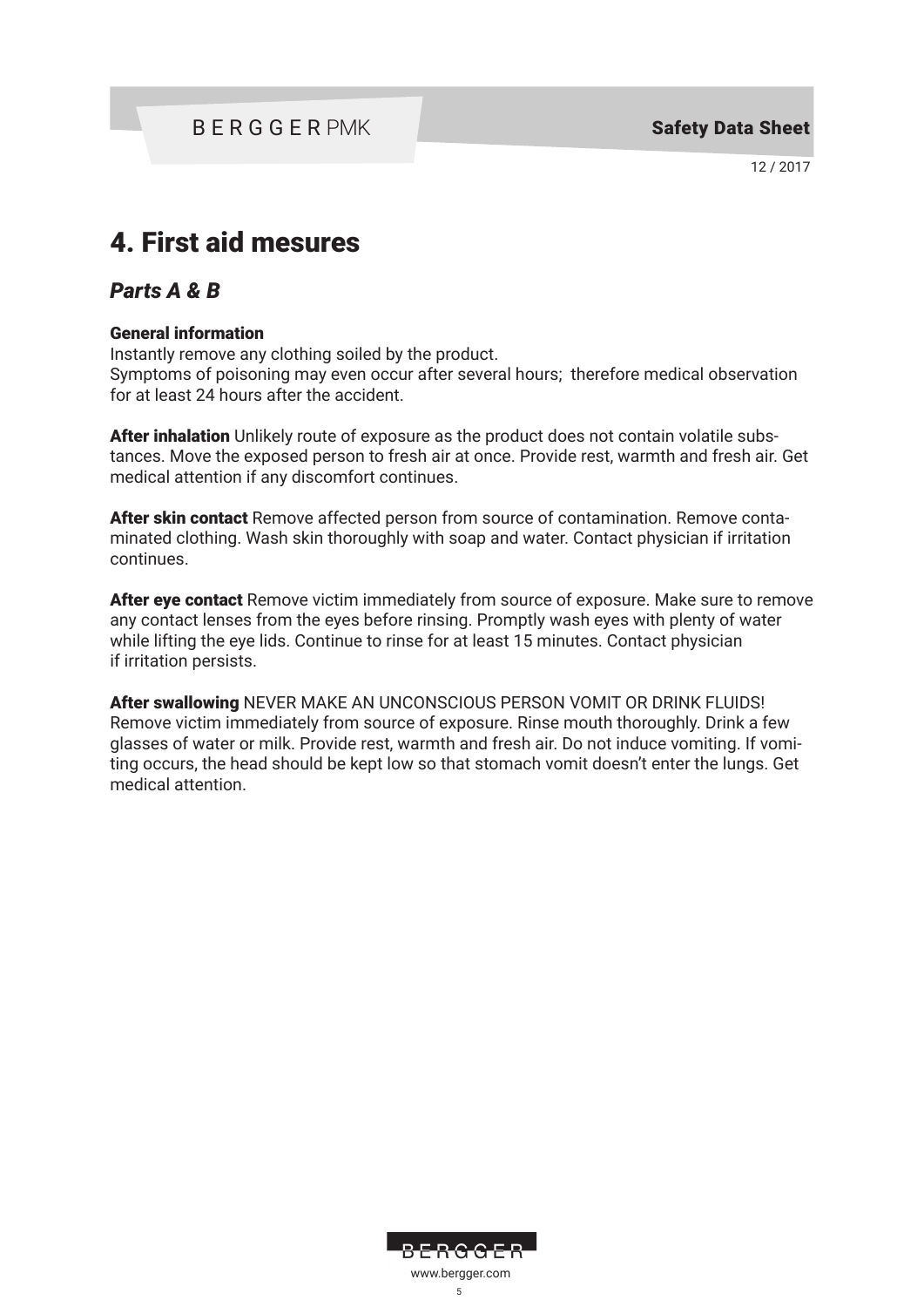# 4. First aid mesures

## *Parts A & B*

**General information**
Instantly remove any clothing soiled by the product.
Symptoms of poisoning may even occur after several hours; therefore medical observation for at least 24 hours after the accident.

**After inhalation** Unlikely route of exposure as the product does not contain volatile substances. Move the exposed person to fresh air at once. Provide rest, warmth and fresh air. Get medical attention if any discomfort continues.

**After skin contact** Remove affected person from source of contamination. Remove contaminated clothing. Wash skin thoroughly with soap and water. Contact physician if irritation continues.

**After eye contact** Remove victim immediately from source of exposure. Make sure to remove any contact lenses from the eyes before rinsing. Promptly wash eyes with plenty of water while lifting the eye lids. Continue to rinse for at least 15 minutes. Contact physician if irritation persists.

**After swallowing** NEVER MAKE AN UNCONSCIOUS PERSON VOMIT OR DRINK FLUIDS! Remove victim immediately from source of exposure. Rinse mouth thoroughly. Drink a few glasses of water or milk. Provide rest, warmth and fresh air. Do not induce vomiting. If vomiting occurs, the head should be kept low so that stomach vomit doesn't enter the lungs. Get medical attention.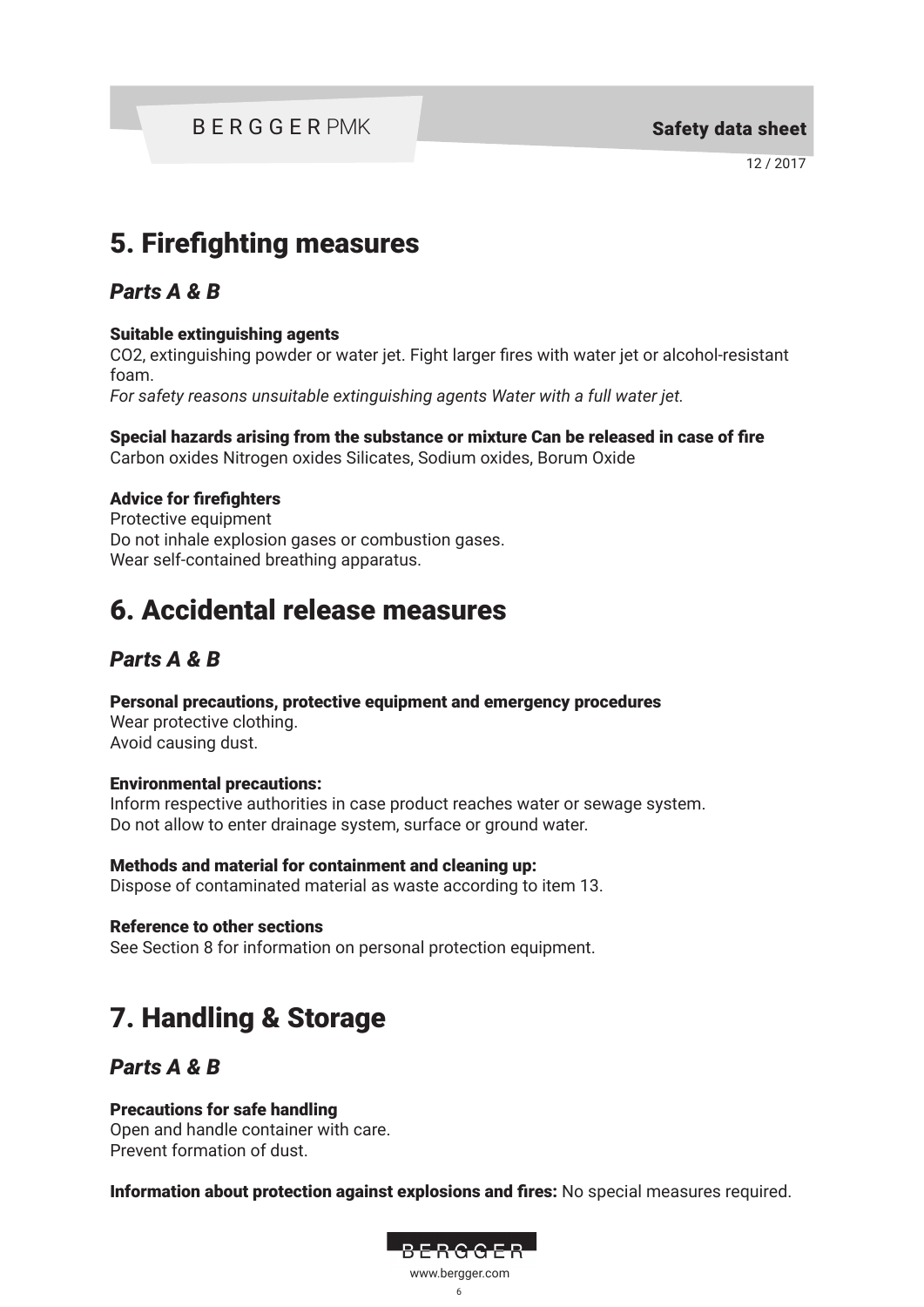# 5. Firefighting measures

## *Parts A & B*

**Suitable extinguishing agents**
$CO_2$, extinguishing powder or water jet. Fight larger fires with water jet or alcohol-resistant foam.
*For safety reasons unsuitable extinguishing agents Water with a full water jet.*

**Special hazards arising from the substance or mixture Can be released in case of fire**
Carbon oxides Nitrogen oxides Silicates, Sodium oxides, Borum Oxide

**Advice for firefighters**
Protective equipment
Do not inhale explosion gases or combustion gases.
Wear self-contained breathing apparatus.

# 6. Accidental release measures

## *Parts A & B*

**Personal precautions, protective equipment and emergency procedures**
Wear protective clothing.
Avoid causing dust.

**Environmental precautions:**
Inform respective authorities in case product reaches water or sewage system.
Do not allow to enter drainage system, surface or ground water.

**Methods and material for containment and cleaning up:**
Dispose of contaminated material as waste according to item 13.

**Reference to other sections**
See Section 8 for information on personal protection equipment.

# 7. Handling & Storage

## *Parts A & B*

**Precautions for safe handling**
Open and handle container with care.
Prevent formation of dust.

**Information about protection against explosions and fires:** No special measures required.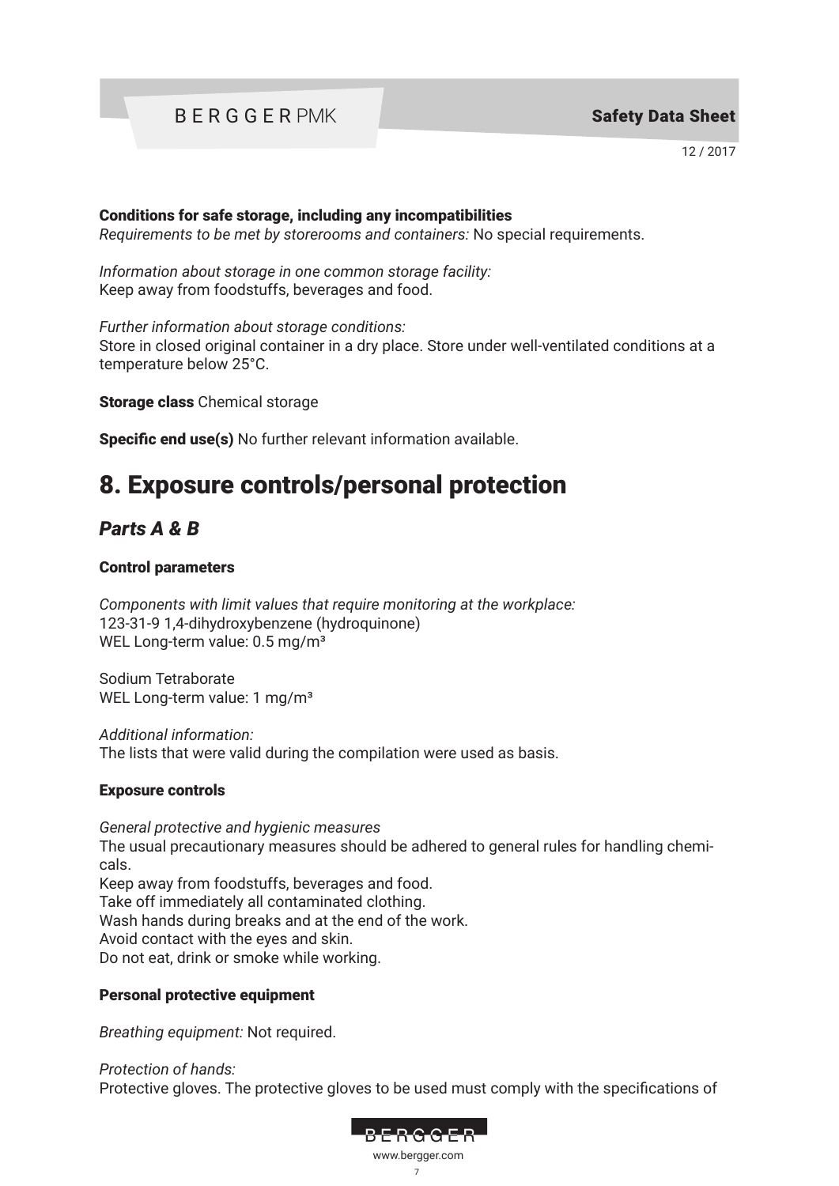#### Conditions for safe storage, including any incompatibilities

*Requirements to be met by storerooms and containers:* No special requirements.

*Information about storage in one common storage facility:*
Keep away from foodstuffs, beverages and food.

*Further information about storage conditions:*
Store in closed original container in a dry place. Store under well-ventilated conditions at a temperature below 25°C.

**Storage class** Chemical storage

**Specific end use(s)** No further relevant information available.

# 8. Exposure controls/personal protection

## *Parts A & B*

#### Control parameters

*Components with limit values that require monitoring at the workplace:*
123-31-9 1,4-dihydroxybenzene (hydroquinone)
WEL Long-term value: 0.5 mg/m³

Sodium Tetraborate
WEL Long-term value: 1 mg/m³

*Additional information:*
The lists that were valid during the compilation were used as basis.

#### Exposure controls

*General protective and hygienic measures*
The usual precautionary measures should be adhered to general rules for handling chemicals.
Keep away from foodstuffs, beverages and food.
Take off immediately all contaminated clothing.
Wash hands during breaks and at the end of the work.
Avoid contact with the eyes and skin.
Do not eat, drink or smoke while working.

#### Personal protective equipment

*Breathing equipment:* Not required.

*Protection of hands:*
Protective gloves. The protective gloves to be used must comply with the specifications of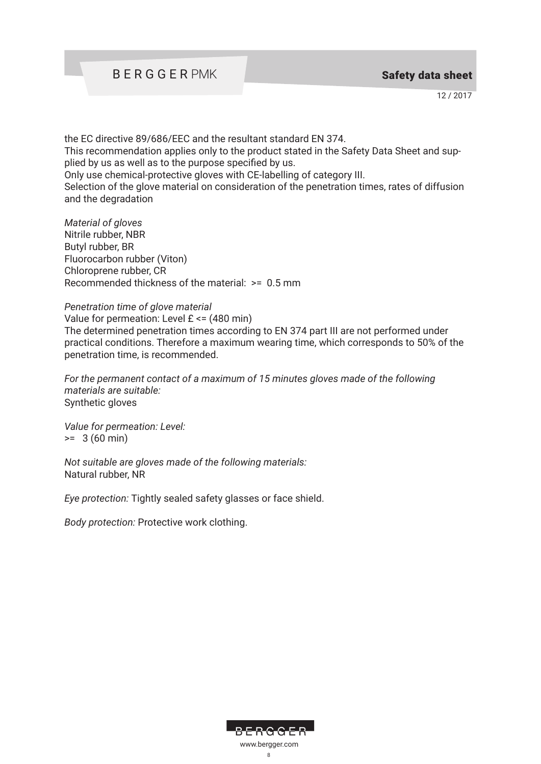the EC directive 89/686/EEC and the resultant standard EN 374.
This recommendation applies only to the product stated in the Safety Data Sheet and supplied by us as well as to the purpose specified by us.
Only use chemical-protective gloves with CE-labelling of category III.
Selection of the glove material on consideration of the penetration times, rates of diffusion and the degradation

*Material of gloves*
Nitrile rubber, NBR
Butyl rubber, BR
Fluorocarbon rubber (Viton)
Chloroprene rubber, CR
Recommended thickness of the material: >= 0.5 mm

*Penetration time of glove material*
Value for permeation: Level £ <= (480 min)
The determined penetration times according to EN 374 part III are not performed under practical conditions. Therefore a maximum wearing time, which corresponds to 50% of the penetration time, is recommended.

*For the permanent contact of a maximum of 15 minutes gloves made of the following materials are suitable:*
Synthetic gloves

*Value for permeation: Level:*
>= 3 (60 min)

*Not suitable are gloves made of the following materials:*
Natural rubber, NR

*Eye protection:* Tightly sealed safety glasses or face shield.

*Body protection:* Protective work clothing.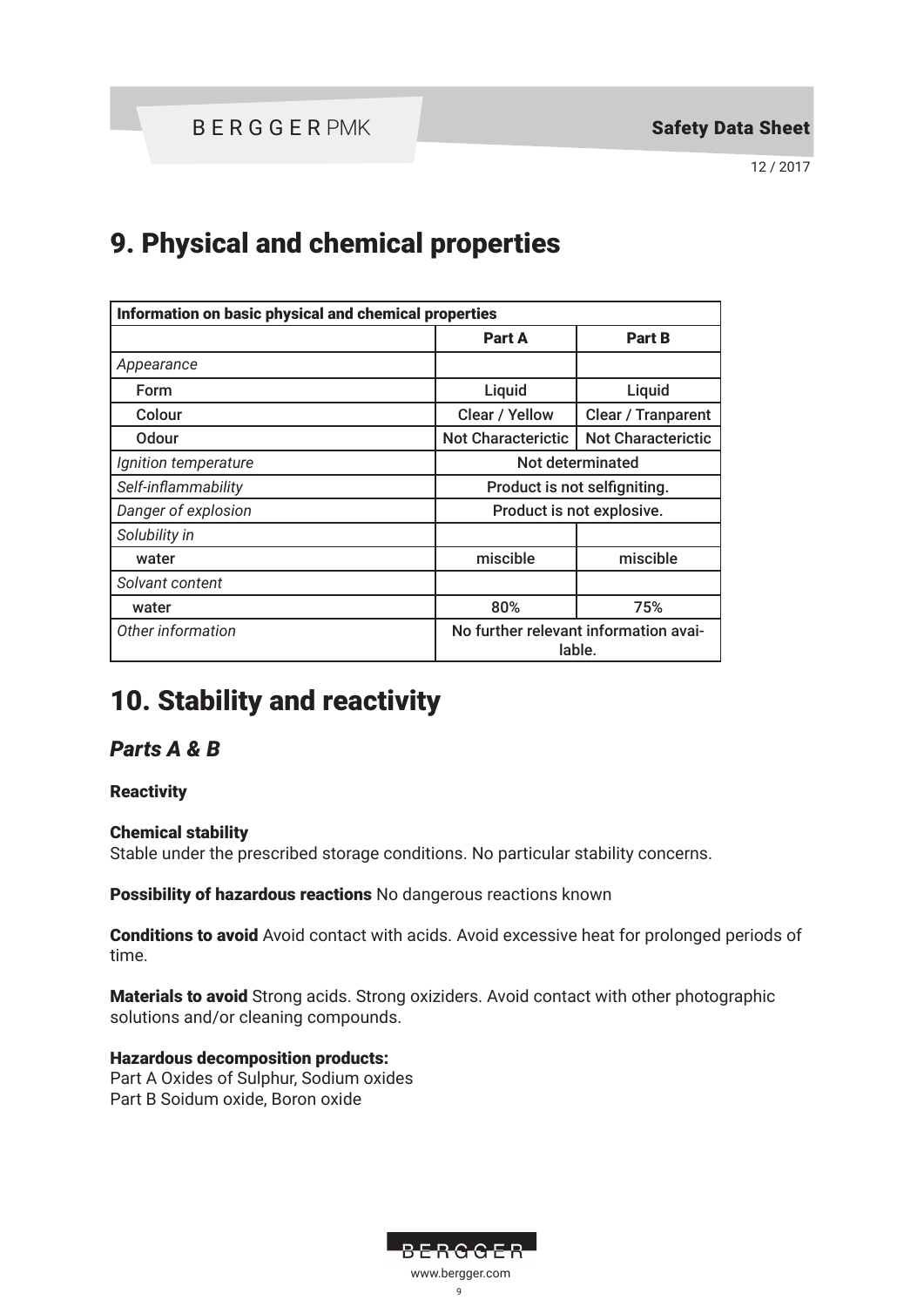# 9. Physical and chemical properties

| Information on basic physical and chemical properties | | |
|---|---|---|
| | **Part A** | **Part B** |
| *Appearance* | | |
| Form | Liquid | Liquid |
| Colour | Clear / Yellow | Clear / Tranparent |
| Odour | Not Characterictic | Not Characterictic |
| *Ignition temperature* | Not determinated | |
| *Self-inflammability* | Product is not selfigniting. | |
| *Danger of explosion* | Product is not explosive. | |
| *Solubility in* | | |
| water | miscible | miscible |
| *Solvant content* | | |
| water | 80% | 75% |
| *Other information* | No further relevant information available. | |

# 10. Stability and reactivity

## *Parts A & B*

**Reactivity**

**Chemical stability**
Stable under the prescribed storage conditions. No particular stability concerns.

**Possibility of hazardous reactions** No dangerous reactions known

**Conditions to avoid** Avoid contact with acids. Avoid excessive heat for prolonged periods of time.

**Materials to avoid** Strong acids. Strong oxiziders. Avoid contact with other photographic solutions and/or cleaning compounds.

**Hazardous decomposition products:**
Part A Oxides of Sulphur, Sodium oxides
Part B Soidum oxide, Boron oxide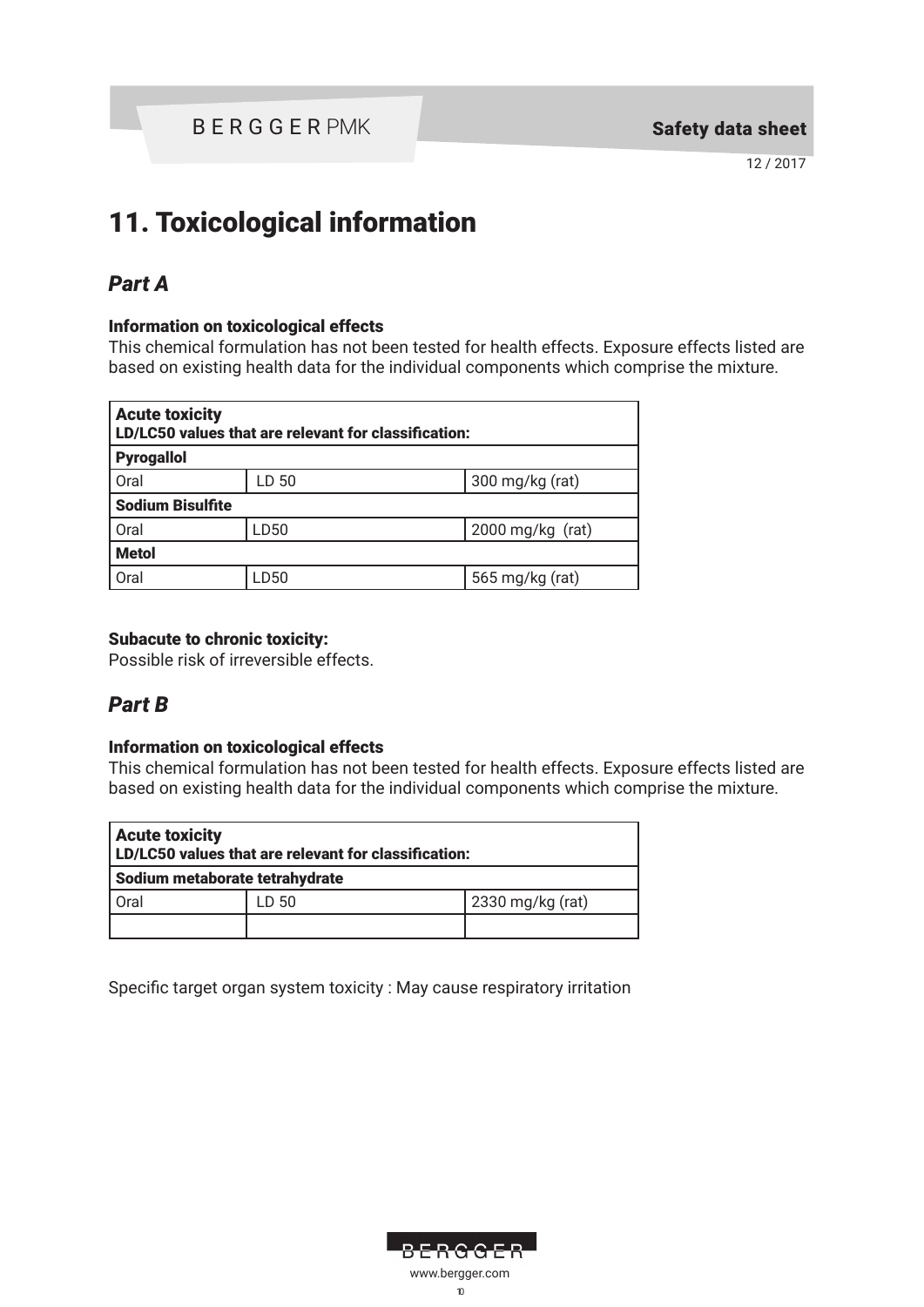# 11. Toxicological information

## *Part A*

**Information on toxicological effects**

This chemical formulation has not been tested for health effects. Exposure effects listed are based on existing health data for the individual components which comprise the mixture.

| **Acute toxicity** <br> **LD/LC50 values that are relevant for classification:** | | |
|---|---|---|
| **Pyrogallol** | | |
| Oral | LD 50 | 300 mg/kg (rat) |
| **Sodium Bisulfite** | | |
| Oral | LD50 | 2000 mg/kg (rat) |
| **Metol** | | |
| Oral | LD50 | 565 mg/kg (rat) |

**Subacute to chronic toxicity:**

Possible risk of irreversible effects.

## *Part B*

**Information on toxicological effects**

This chemical formulation has not been tested for health effects. Exposure effects listed are based on existing health data for the individual components which comprise the mixture.

| **Acute toxicity** <br> **LD/LC50 values that are relevant for classification:** | | |
|---|---|---|
| **Sodium metaborate tetrahydrate** | | |
| Oral | LD 50 | 2330 mg/kg (rat) |
| | | |

Specific target organ system toxicity : May cause respiratory irritation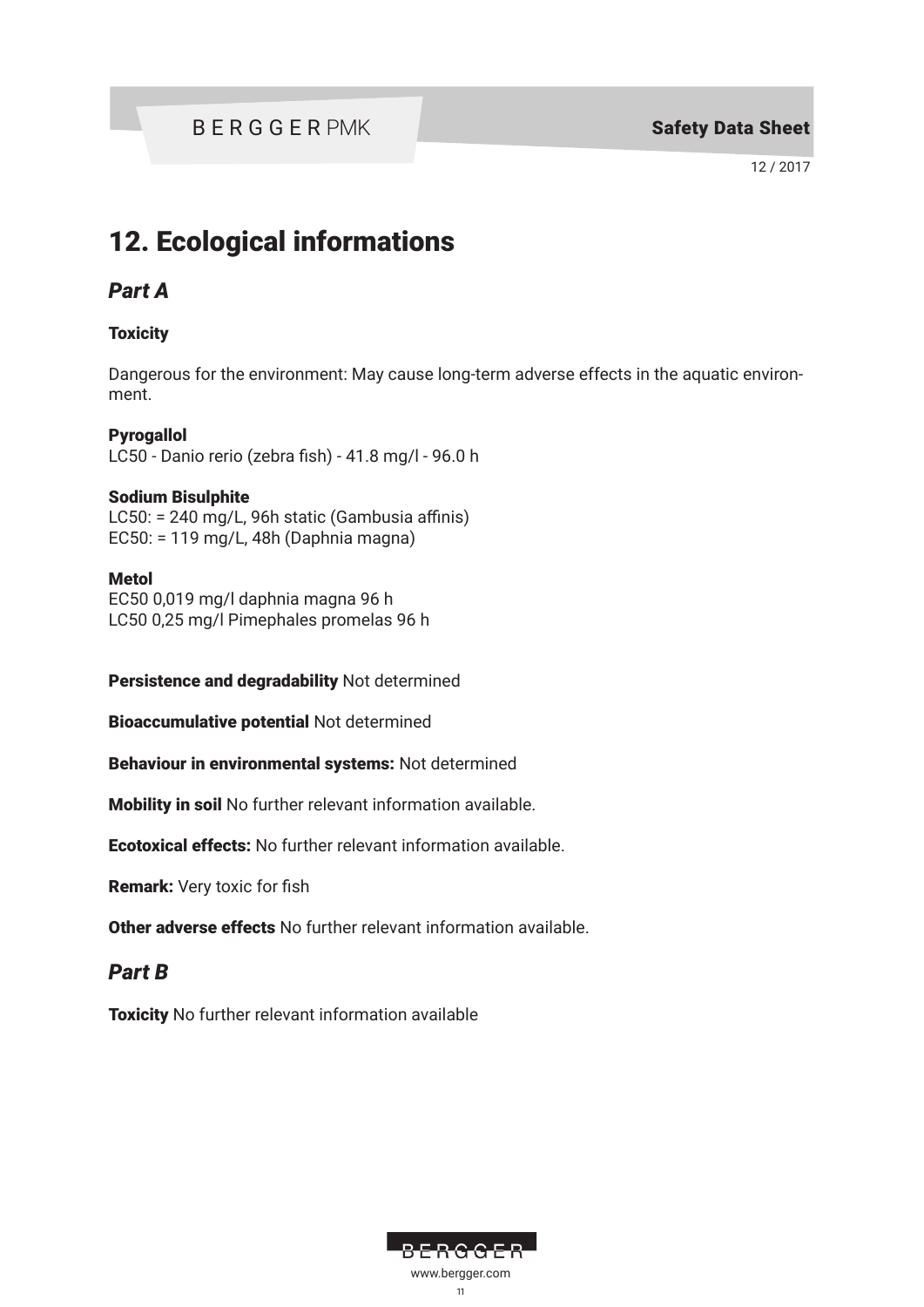# 12. Ecological informations

## *Part A*

**Toxicity**

Dangerous for the environment: May cause long-term adverse effects in the aquatic environment.

**Pyrogallol**
LC50 - Danio rerio (zebra fish) - 41.8 mg/l - 96.0 h

**Sodium Bisulphite**
LC50: = 240 mg/L, 96h static (Gambusia affinis)
EC50: = 119 mg/L, 48h (Daphnia magna)

**Metol**
EC50 0,019 mg/l daphnia magna 96 h
LC50 0,25 mg/l Pimephales promelas 96 h

**Persistence and degradability** Not determined

**Bioaccumulative potential** Not determined

**Behaviour in environmental systems:** Not determined

**Mobility in soil** No further relevant information available.

**Ecotoxical effects:** No further relevant information available.

**Remark:** Very toxic for fish

**Other adverse effects** No further relevant information available.

## *Part B*

**Toxicity** No further relevant information available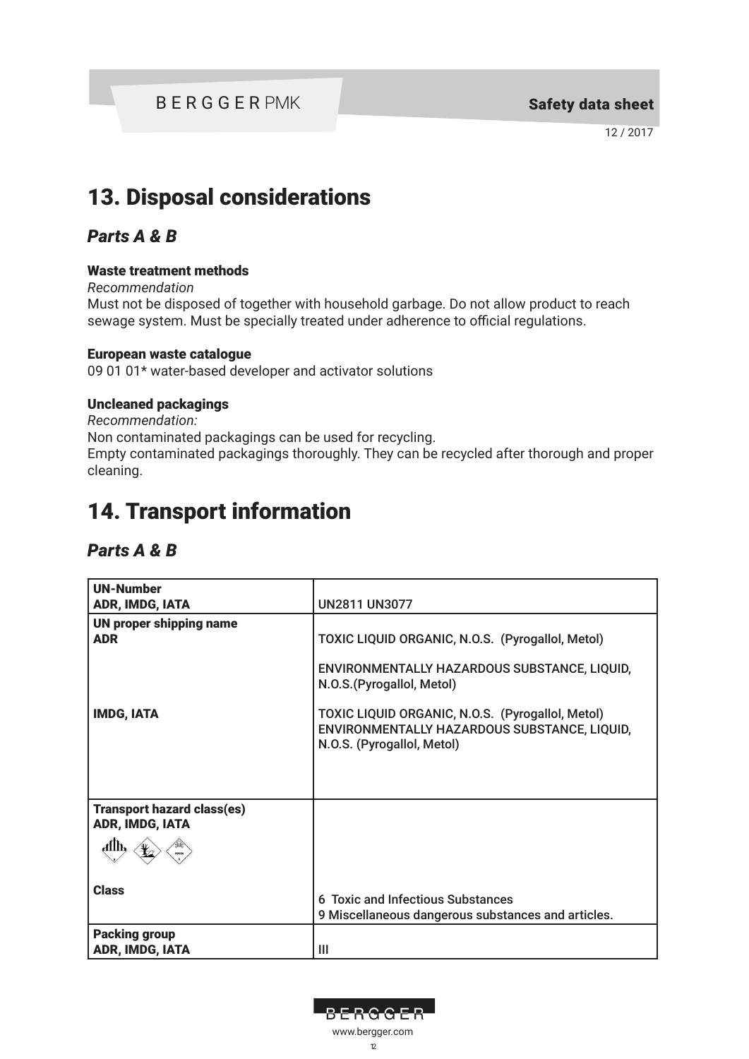# 13. Disposal considerations

## *Parts A & B*

### Waste treatment methods

*Recommendation*

Must not be disposed of together with household garbage. Do not allow product to reach sewage system. Must be specially treated under adherence to official regulations.

### European waste catalogue

09 01 01* water-based developer and activator solutions

### Uncleaned packagings

*Recommendation:*

Non contaminated packagings can be used for recycling.

Empty contaminated packagings thoroughly. They can be recycled after thorough and proper cleaning.

# 14. Transport information

## *Parts A & B*

| **UN-Number** **ADR, IMDG, IATA** | UN2811 UN3077 |
|---|---|
| **UN proper shipping name** **ADR** | TOXIC LIQUID ORGANIC, N.O.S. (Pyrogallol, Metol) ENVIRONMENTALLY HAZARDOUS SUBSTANCE, LIQUID, N.O.S.(Pyrogallol, Metol) |
| **IMDG, IATA** | TOXIC LIQUID ORGANIC, N.O.S. (Pyrogallol, Metol) ENVIRONMENTALLY HAZARDOUS SUBSTANCE, LIQUID, N.O.S. (Pyrogallol, Metol) |
| **Transport hazard class(es)** **ADR, IMDG, IATA** | |
| **Class** | 6 Toxic and Infectious Substances 9 Miscellaneous dangerous substances and articles. |
| **Packing group** **ADR, IMDG, IATA** | III |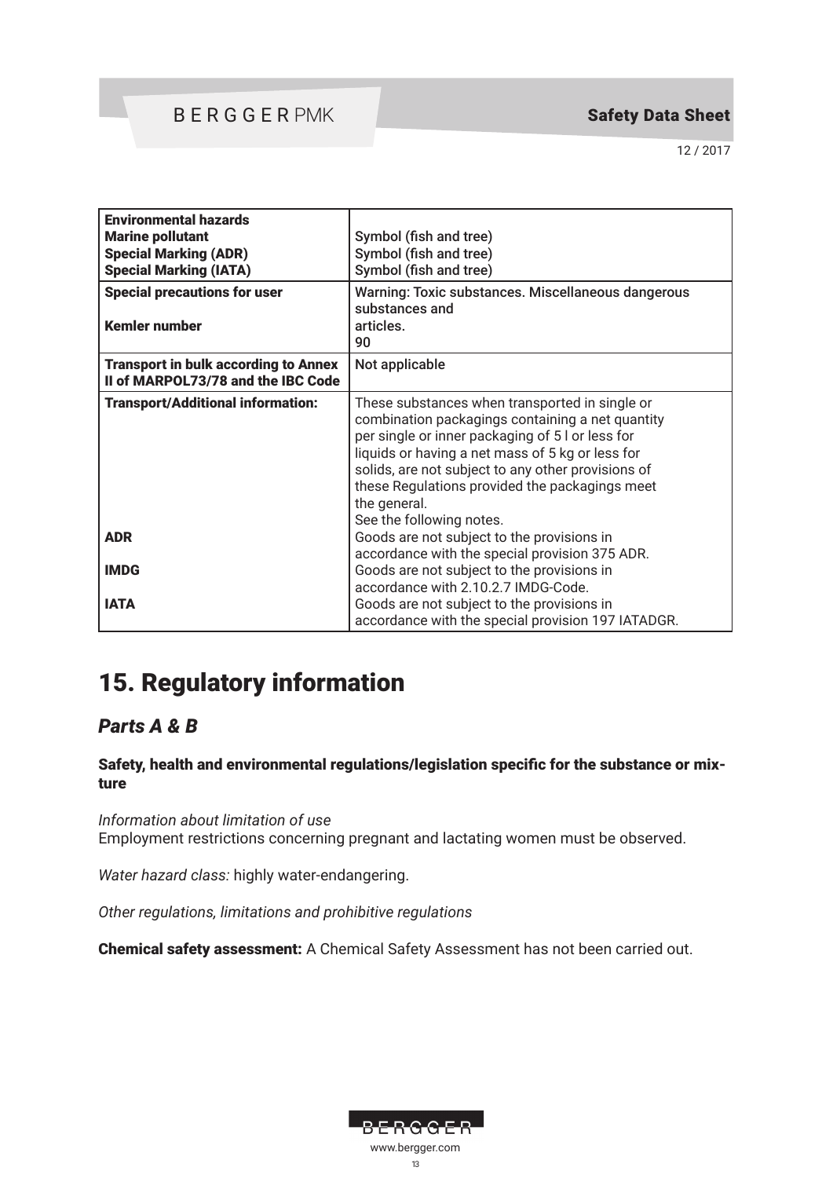| | |
|---|---|
| **Environmental hazards**<br>**Marine pollutant**<br>**Special Marking (ADR)**<br>**Special Marking (IATA)** | <br>Symbol (fish and tree)<br>Symbol (fish and tree)<br>Symbol (fish and tree) |
| **Special precautions for user**<br><br>**Kemler number** | Warning: Toxic substances. Miscellaneous dangerous substances and<br>articles.<br>90 |
| **Transport in bulk according to Annex II of MARPOL73/78 and the IBC Code** | Not applicable |
| **Transport/Additional information:**<br><br><br><br><br><br><br><br>**ADR**<br><br>**IMDG**<br><br>**IATA** | These substances when transported in single or combination packagings containing a net quantity per single or inner packaging of 5 l or less for liquids or having a net mass of 5 kg or less for solids, are not subject to any other provisions of these Regulations provided the packagings meet the general.<br>See the following notes.<br>Goods are not subject to the provisions in accordance with the special provision 375 ADR.<br>Goods are not subject to the provisions in accordance with 2.10.2.7 IMDG-Code.<br>Goods are not subject to the provisions in accordance with the special provision 197 IATADGR. |

# 15. Regulatory information

## *Parts A & B*

**Safety, health and environmental regulations/legislation specific for the substance or mixture**

*Information about limitation of use*
Employment restrictions concerning pregnant and lactating women must be observed.

*Water hazard class:* highly water-endangering.

*Other regulations, limitations and prohibitive regulations*

**Chemical safety assessment:** A Chemical Safety Assessment has not been carried out.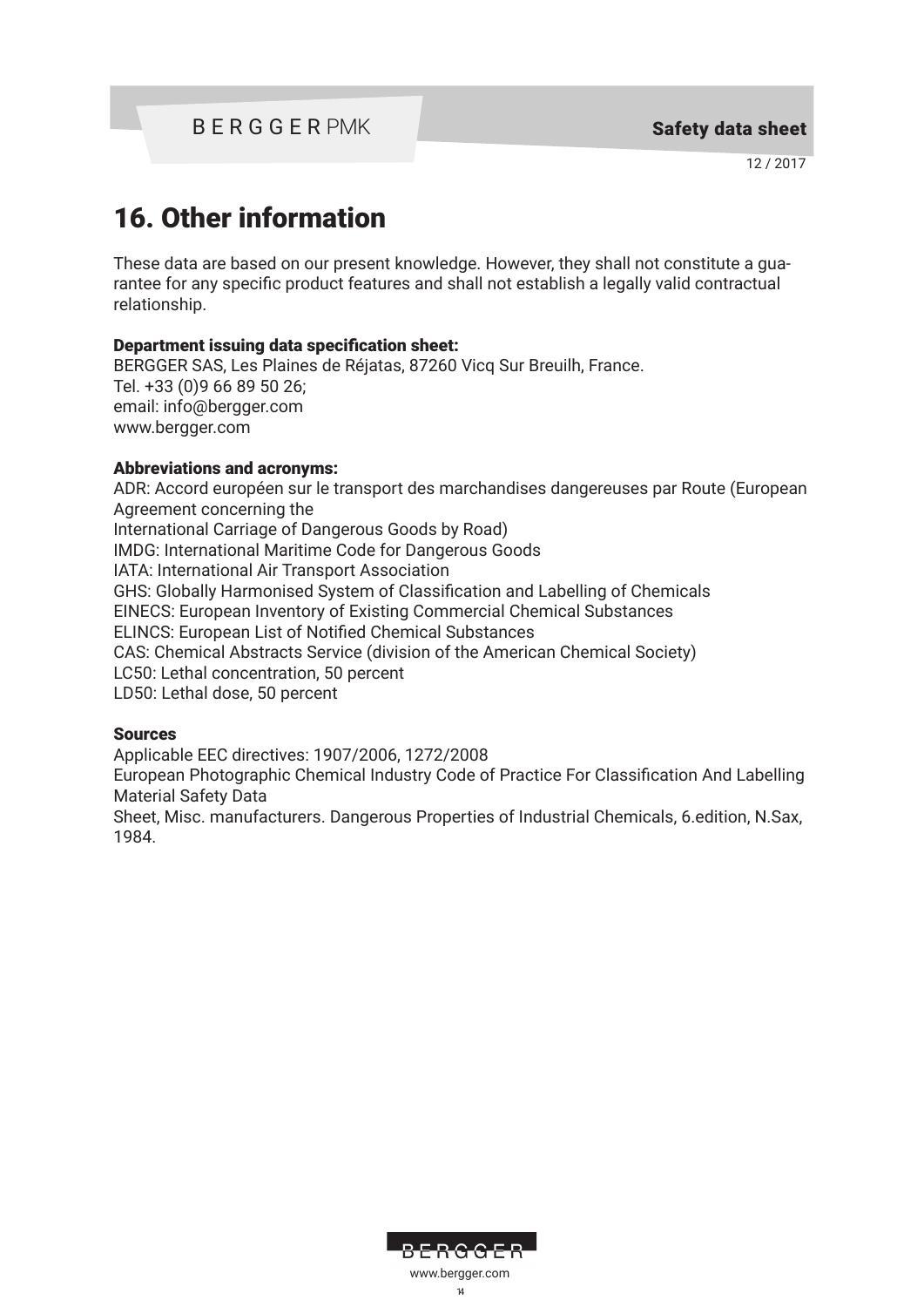# 16. Other information

These data are based on our present knowledge. However, they shall not constitute a guarantee for any specific product features and shall not establish a legally valid contractual relationship.

**Department issuing data specification sheet:**
BERGGER SAS, Les Plaines de Réjatas, 87260 Vicq Sur Breuilh, France.
Tel. +33 (0)9 66 89 50 26;
email: info@bergger.com
www.bergger.com

**Abbreviations and acronyms:**
ADR: Accord européen sur le transport des marchandises dangereuses par Route (European Agreement concerning the
International Carriage of Dangerous Goods by Road)
IMDG: International Maritime Code for Dangerous Goods
IATA: International Air Transport Association
GHS: Globally Harmonised System of Classification and Labelling of Chemicals
EINECS: European Inventory of Existing Commercial Chemical Substances
ELINCS: European List of Notified Chemical Substances
CAS: Chemical Abstracts Service (division of the American Chemical Society)
LC50: Lethal concentration, 50 percent
LD50: Lethal dose, 50 percent

**Sources**
Applicable EEC directives: 1907/2006, 1272/2008
European Photographic Chemical Industry Code of Practice For Classification And Labelling Material Safety Data
Sheet, Misc. manufacturers. Dangerous Properties of Industrial Chemicals, 6.edition, N.Sax, 1984.